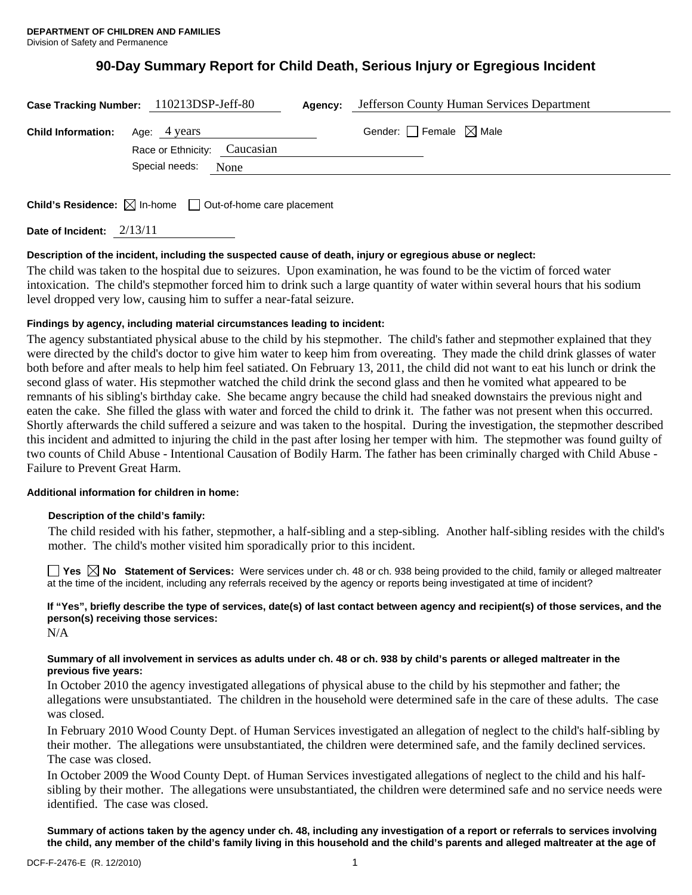**DEPARTMENT OF CHILDREN AND FAMILIES**
Division of Safety and Permanence

# 90-Day Summary Report for Child Death, Serious Injury or Egregious Incident

**Case Tracking Number:** 110213DSP-Jeff-80 **Agency:** Jefferson County Human Services Department

**Child Information:** Age: 4 years Gender: ☐ Female ☒ Male

Race or Ethnicity: Caucasian

Special needs: None

**Child's Residence:** ☒ In-home ☐ Out-of-home care placement

**Date of Incident:** 2/13/11

**Description of the incident, including the suspected cause of death, injury or egregious abuse or neglect:**

The child was taken to the hospital due to seizures. Upon examination, he was found to be the victim of forced water intoxication. The child's stepmother forced him to drink such a large quantity of water within several hours that his sodium level dropped very low, causing him to suffer a near-fatal seizure.

**Findings by agency, including material circumstances leading to incident:**

The agency substantiated physical abuse to the child by his stepmother. The child's father and stepmother explained that they were directed by the child's doctor to give him water to keep him from overeating. They made the child drink glasses of water both before and after meals to help him feel satiated. On February 13, 2011, the child did not want to eat his lunch or drink the second glass of water. His stepmother watched the child drink the second glass and then he vomited what appeared to be remnants of his sibling's birthday cake. She became angry because the child had sneaked downstairs the previous night and eaten the cake. She filled the glass with water and forced the child to drink it. The father was not present when this occurred. Shortly afterwards the child suffered a seizure and was taken to the hospital. During the investigation, the stepmother described this incident and admitted to injuring the child in the past after losing her temper with him. The stepmother was found guilty of two counts of Child Abuse - Intentional Causation of Bodily Harm. The father has been criminally charged with Child Abuse - Failure to Prevent Great Harm.

**Additional information for children in home:**

**Description of the child's family:**

The child resided with his father, stepmother, a half-sibling and a step-sibling. Another half-sibling resides with the child's mother. The child's mother visited him sporadically prior to this incident.

☐ **Yes** ☒ **No** **Statement of Services:** Were services under ch. 48 or ch. 938 being provided to the child, family or alleged maltreater at the time of the incident, including any referrals received by the agency or reports being investigated at time of incident?

**If "Yes", briefly describe the type of services, date(s) of last contact between agency and recipient(s) of those services, and the person(s) receiving those services:**

N/A

**Summary of all involvement in services as adults under ch. 48 or ch. 938 by child's parents or alleged maltreater in the previous five years:**

In October 2010 the agency investigated allegations of physical abuse to the child by his stepmother and father; the allegations were unsubstantiated. The children in the household were determined safe in the care of these adults. The case was closed.

In February 2010 Wood County Dept. of Human Services investigated an allegation of neglect to the child's half-sibling by their mother. The allegations were unsubstantiated, the children were determined safe, and the family declined services. The case was closed.

In October 2009 the Wood County Dept. of Human Services investigated allegations of neglect to the child and his half-sibling by their mother. The allegations were unsubstantiated, the children were determined safe and no service needs were identified. The case was closed.

**Summary of actions taken by the agency under ch. 48, including any investigation of a report or referrals to services involving the child, any member of the child's family living in this household and the child's parents and alleged maltreater at the age of**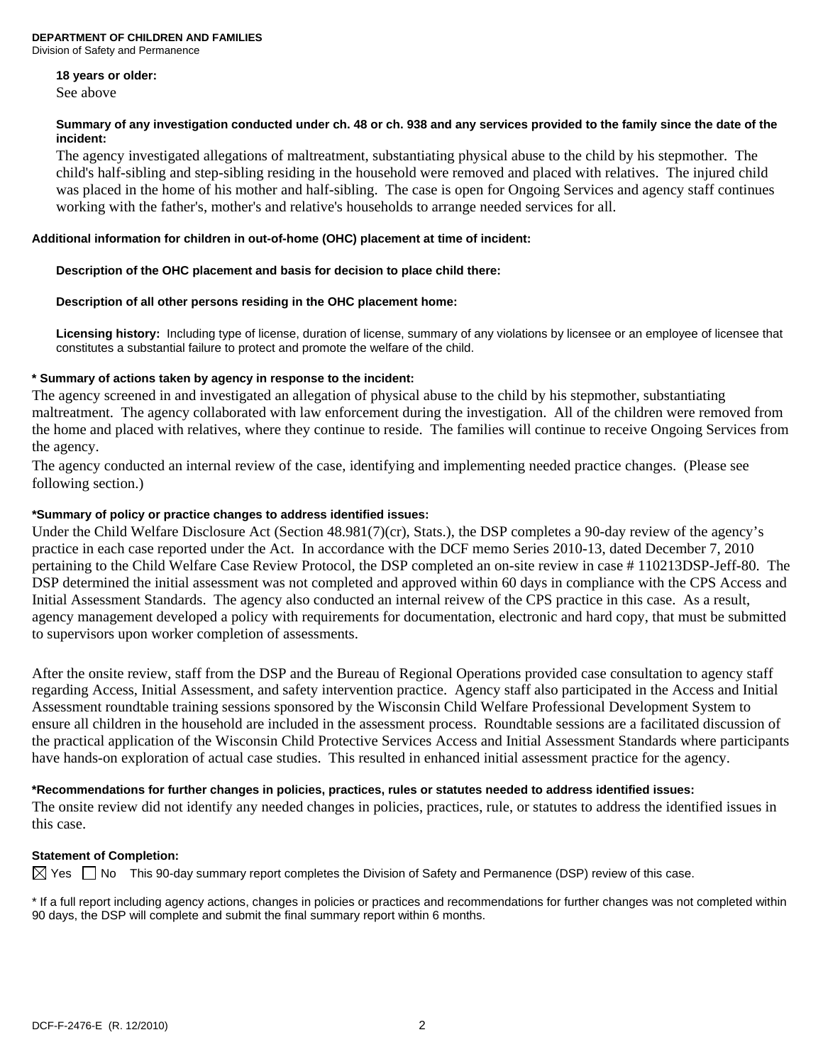**18 years or older:**

See above

**Summary of any investigation conducted under ch. 48 or ch. 938 and any services provided to the family since the date of the incident:**

The agency investigated allegations of maltreatment, substantiating physical abuse to the child by his stepmother. The child's half-sibling and step-sibling residing in the household were removed and placed with relatives. The injured child was placed in the home of his mother and half-sibling. The case is open for Ongoing Services and agency staff continues working with the father's, mother's and relative's households to arrange needed services for all.

**Additional information for children in out-of-home (OHC) placement at time of incident:**

**Description of the OHC placement and basis for decision to place child there:**

**Description of all other persons residing in the OHC placement home:**

**Licensing history:** Including type of license, duration of license, summary of any violations by licensee or an employee of licensee that constitutes a substantial failure to protect and promote the welfare of the child.

**\* Summary of actions taken by agency in response to the incident:**

The agency screened in and investigated an allegation of physical abuse to the child by his stepmother, substantiating maltreatment. The agency collaborated with law enforcement during the investigation. All of the children were removed from the home and placed with relatives, where they continue to reside. The families will continue to receive Ongoing Services from the agency.

The agency conducted an internal review of the case, identifying and implementing needed practice changes. (Please see following section.)

**\*Summary of policy or practice changes to address identified issues:**

Under the Child Welfare Disclosure Act (Section 48.981(7)(cr), Stats.), the DSP completes a 90-day review of the agency's practice in each case reported under the Act. In accordance with the DCF memo Series 2010-13, dated December 7, 2010 pertaining to the Child Welfare Case Review Protocol, the DSP completed an on-site review in case # 110213DSP-Jeff-80. The DSP determined the initial assessment was not completed and approved within 60 days in compliance with the CPS Access and Initial Assessment Standards. The agency also conducted an internal reivew of the CPS practice in this case. As a result, agency management developed a policy with requirements for documentation, electronic and hard copy, that must be submitted to supervisors upon worker completion of assessments.

After the onsite review, staff from the DSP and the Bureau of Regional Operations provided case consultation to agency staff regarding Access, Initial Assessment, and safety intervention practice. Agency staff also participated in the Access and Initial Assessment roundtable training sessions sponsored by the Wisconsin Child Welfare Professional Development System to ensure all children in the household are included in the assessment process. Roundtable sessions are a facilitated discussion of the practical application of the Wisconsin Child Protective Services Access and Initial Assessment Standards where participants have hands-on exploration of actual case studies. This resulted in enhanced initial assessment practice for the agency.

**\*Recommendations for further changes in policies, practices, rules or statutes needed to address identified issues:**

The onsite review did not identify any needed changes in policies, practices, rule, or statutes to address the identified issues in this case.

**Statement of Completion:**

☒ Yes ☐ No This 90-day summary report completes the Division of Safety and Permanence (DSP) review of this case.

\* If a full report including agency actions, changes in policies or practices and recommendations for further changes was not completed within 90 days, the DSP will complete and submit the final summary report within 6 months.